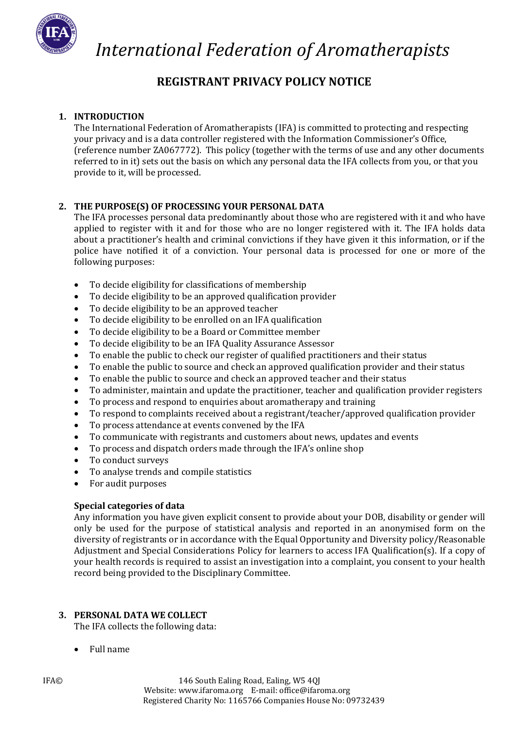# *International Federation of Aromatherapists*

## REGISTRANT PRIVACY POLICY NOTICE

### 1. INTRODUCTION

The International Federation of Aromatherapists (IFA) is committed to protecting and respecting your privacy and is a data controller registered with the Information Commissioner's Office, (reference number ZA067772). This policy (together with the terms of use and any other documents referred to in it) sets out the basis on which any personal data the IFA collects from you, or that you provide to it, will be processed.

### 2. THE PURPOSE(S) OF PROCESSING YOUR PERSONAL DATA

The IFA processes personal data predominantly about those who are registered with it and who have applied to register with it and for those who are no longer registered with it. The IFA holds data about a practitioner's health and criminal convictions if they have given it this information, or if the police have notified it of a conviction. Your personal data is processed for one or more of the following purposes:

- To decide eligibility for classifications of membership
- To decide eligibility to be an approved qualification provider
- To decide eligibility to be an approved teacher
- To decide eligibility to be enrolled on an IFA qualification
- To decide eligibility to be a Board or Committee member
- To decide eligibility to be an IFA Quality Assurance Assessor
- To enable the public to check our register of qualified practitioners and their status
- To enable the public to source and check an approved qualification provider and their status
- To enable the public to source and check an approved teacher and their status
- To administer, maintain and update the practitioner, teacher and qualification provider registers
- To process and respond to enquiries about aromatherapy and training
- To respond to complaints received about a registrant/teacher/approved qualification provider
- To process attendance at events convened by the IFA
- To communicate with registrants and customers about news, updates and events
- To process and dispatch orders made through the IFA's online shop
- To conduct surveys
- To analyse trends and compile statistics
- For audit purposes

**Special categories of data**

Any information you have given explicit consent to provide about your DOB, disability or gender will only be used for the purpose of statistical analysis and reported in an anonymised form on the diversity of registrants or in accordance with the Equal Opportunity and Diversity policy/Reasonable Adjustment and Special Considerations Policy for learners to access IFA Qualification(s). If a copy of your health records is required to assist an investigation into a complaint, you consent to your health record being provided to the Disciplinary Committee.

### 3. PERSONAL DATA WE COLLECT

The IFA collects the following data:

- Full name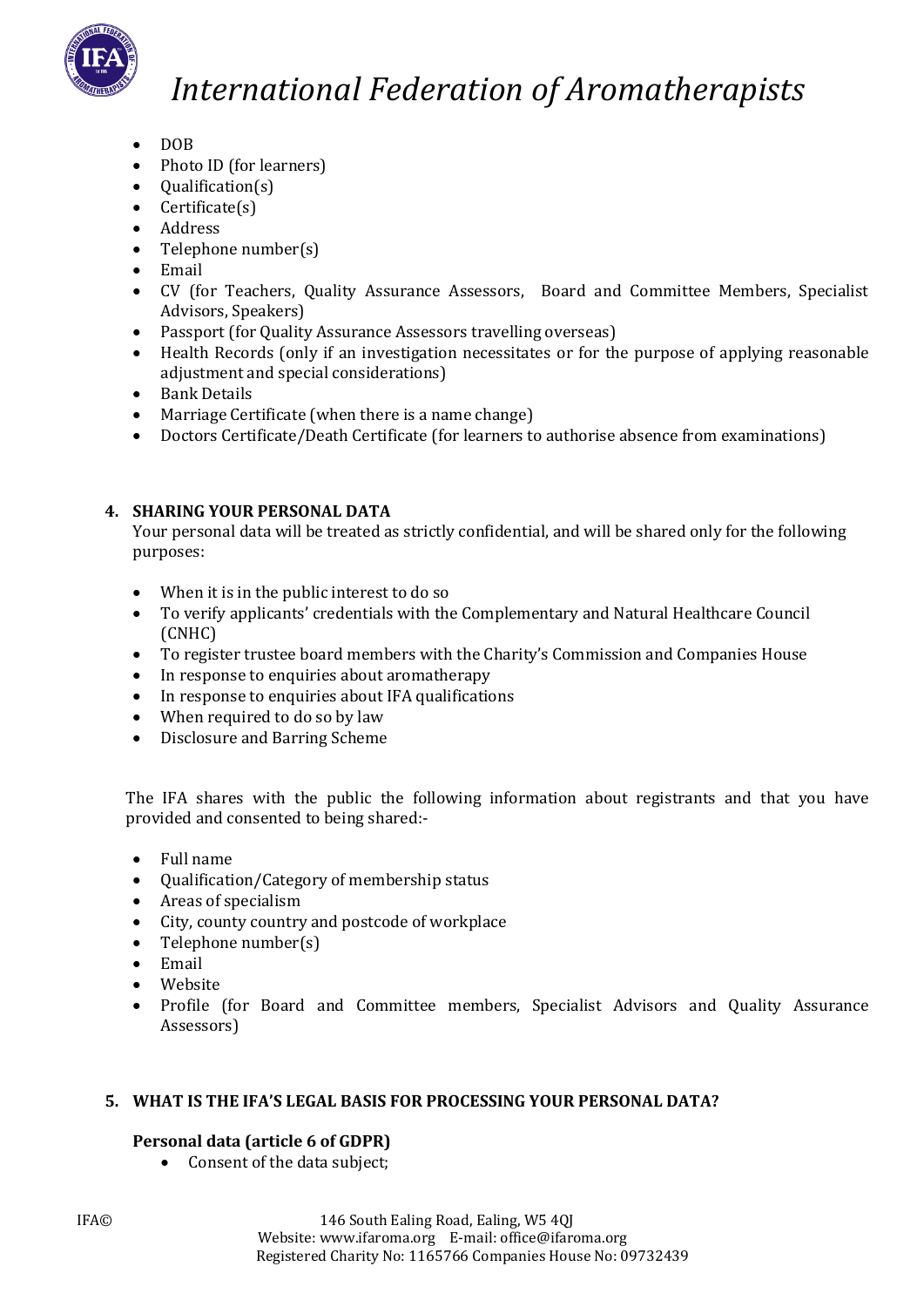- DOB
- Photo ID (for learners)
- Qualification(s)
- Certificate(s)
- Address
- Telephone number(s)
- Email
- CV (for Teachers, Quality Assurance Assessors, Board and Committee Members, Specialist Advisors, Speakers)
- Passport (for Quality Assurance Assessors travelling overseas)
- Health Records (only if an investigation necessitates or for the purpose of applying reasonable adjustment and special considerations)
- Bank Details
- Marriage Certificate (when there is a name change)
- Doctors Certificate/Death Certificate (for learners to authorise absence from examinations)

## 4. SHARING YOUR PERSONAL DATA

Your personal data will be treated as strictly confidential, and will be shared only for the following purposes:

- When it is in the public interest to do so
- To verify applicants' credentials with the Complementary and Natural Healthcare Council (CNHC)
- To register trustee board members with the Charity's Commission and Companies House
- In response to enquiries about aromatherapy
- In response to enquiries about IFA qualifications
- When required to do so by law
- Disclosure and Barring Scheme

The IFA shares with the public the following information about registrants and that you have provided and consented to being shared:-

- Full name
- Qualification/Category of membership status
- Areas of specialism
- City, county country and postcode of workplace
- Telephone number(s)
- Email
- Website
- Profile (for Board and Committee members, Specialist Advisors and Quality Assurance Assessors)

## 5. WHAT IS THE IFA'S LEGAL BASIS FOR PROCESSING YOUR PERSONAL DATA?

**Personal data (article 6 of GDPR)**

- Consent of the data subject;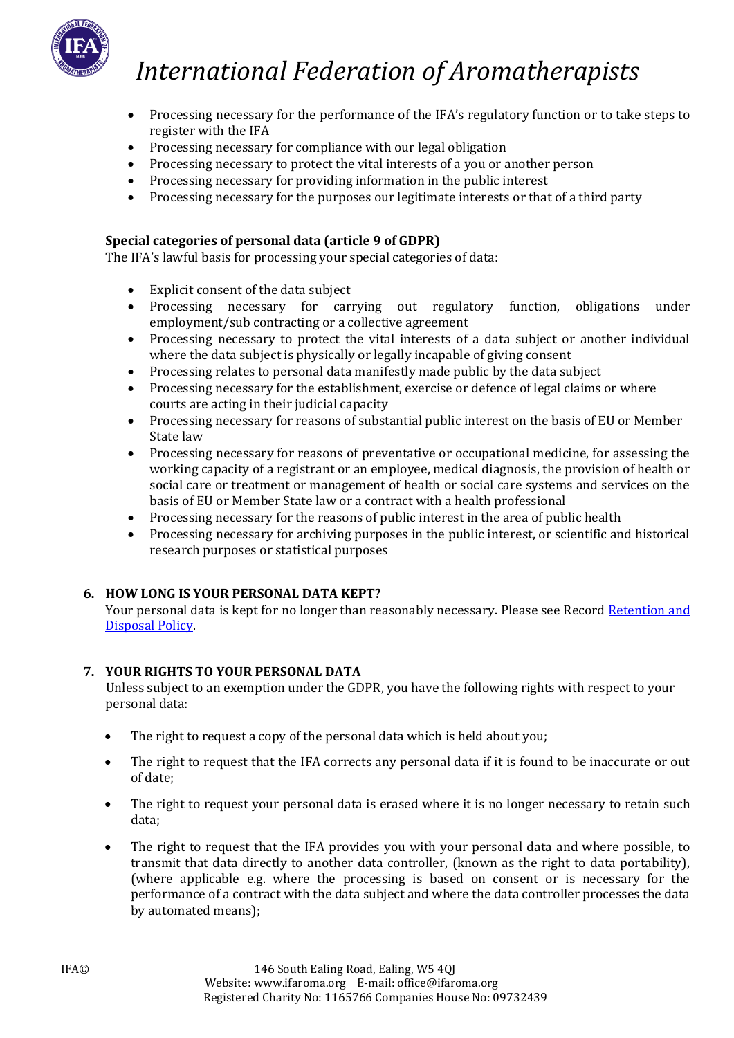- Processing necessary for the performance of the IFA's regulatory function or to take steps to register with the IFA
- Processing necessary for compliance with our legal obligation
- Processing necessary to protect the vital interests of a you or another person
- Processing necessary for providing information in the public interest
- Processing necessary for the purposes our legitimate interests or that of a third party

**Special categories of personal data (article 9 of GDPR)**

The IFA's lawful basis for processing your special categories of data:

- Explicit consent of the data subject
- Processing necessary for carrying out regulatory function, obligations under employment/sub contracting or a collective agreement
- Processing necessary to protect the vital interests of a data subject or another individual where the data subject is physically or legally incapable of giving consent
- Processing relates to personal data manifestly made public by the data subject
- Processing necessary for the establishment, exercise or defence of legal claims or where courts are acting in their judicial capacity
- Processing necessary for reasons of substantial public interest on the basis of EU or Member State law
- Processing necessary for reasons of preventative or occupational medicine, for assessing the working capacity of a registrant or an employee, medical diagnosis, the provision of health or social care or treatment or management of health or social care systems and services on the basis of EU or Member State law or a contract with a health professional
- Processing necessary for the reasons of public interest in the area of public health
- Processing necessary for archiving purposes in the public interest, or scientific and historical research purposes or statistical purposes

## 6. HOW LONG IS YOUR PERSONAL DATA KEPT?

Your personal data is kept for no longer than reasonably necessary. Please see Record [Retention and Disposal Policy](#).

## 7. YOUR RIGHTS TO YOUR PERSONAL DATA

Unless subject to an exemption under the GDPR, you have the following rights with respect to your personal data:

- The right to request a copy of the personal data which is held about you;
- The right to request that the IFA corrects any personal data if it is found to be inaccurate or out of date;
- The right to request your personal data is erased where it is no longer necessary to retain such data;
- The right to request that the IFA provides you with your personal data and where possible, to transmit that data directly to another data controller, (known as the right to data portability), (where applicable e.g. where the processing is based on consent or is necessary for the performance of a contract with the data subject and where the data controller processes the data by automated means);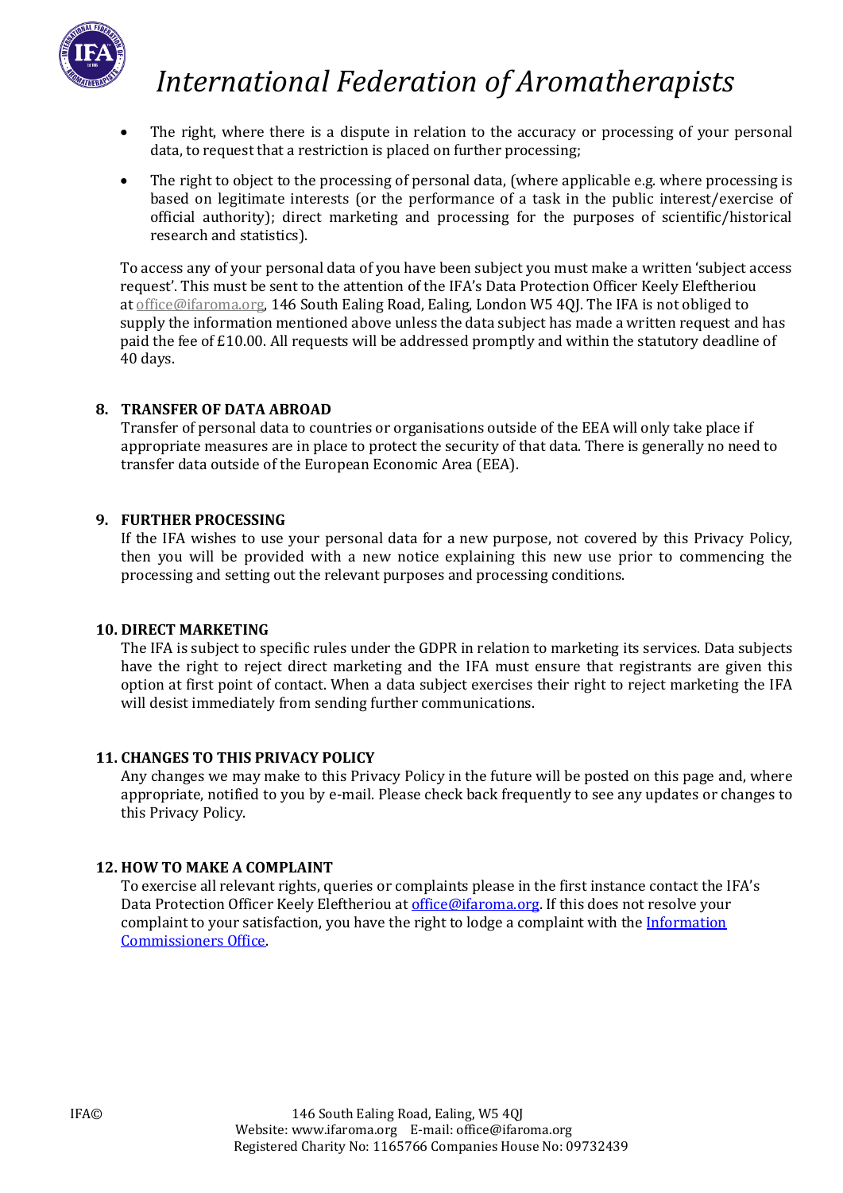- The right, where there is a dispute in relation to the accuracy or processing of your personal data, to request that a restriction is placed on further processing;
- The right to object to the processing of personal data, (where applicable e.g. where processing is based on legitimate interests (or the performance of a task in the public interest/exercise of official authority); direct marketing and processing for the purposes of scientific/historical research and statistics).

To access any of your personal data of you have been subject you must make a written 'subject access request'. This must be sent to the attention of the IFA's Data Protection Officer Keely Eleftheriou at office@ifaroma.org, 146 South Ealing Road, Ealing, London W5 4QJ. The IFA is not obliged to supply the information mentioned above unless the data subject has made a written request and has paid the fee of £10.00. All requests will be addressed promptly and within the statutory deadline of 40 days.

## 8. TRANSFER OF DATA ABROAD

Transfer of personal data to countries or organisations outside of the EEA will only take place if appropriate measures are in place to protect the security of that data. There is generally no need to transfer data outside of the European Economic Area (EEA).

## 9. FURTHER PROCESSING

If the IFA wishes to use your personal data for a new purpose, not covered by this Privacy Policy, then you will be provided with a new notice explaining this new use prior to commencing the processing and setting out the relevant purposes and processing conditions.

## 10. DIRECT MARKETING

The IFA is subject to specific rules under the GDPR in relation to marketing its services. Data subjects have the right to reject direct marketing and the IFA must ensure that registrants are given this option at first point of contact. When a data subject exercises their right to reject marketing the IFA will desist immediately from sending further communications.

## 11. CHANGES TO THIS PRIVACY POLICY

Any changes we may make to this Privacy Policy in the future will be posted on this page and, where appropriate, notified to you by e-mail. Please check back frequently to see any updates or changes to this Privacy Policy.

## 12. HOW TO MAKE A COMPLAINT

To exercise all relevant rights, queries or complaints please in the first instance contact the IFA's Data Protection Officer Keely Eleftheriou at office@ifaroma.org. If this does not resolve your complaint to your satisfaction, you have the right to lodge a complaint with the Information Commissioners Office.